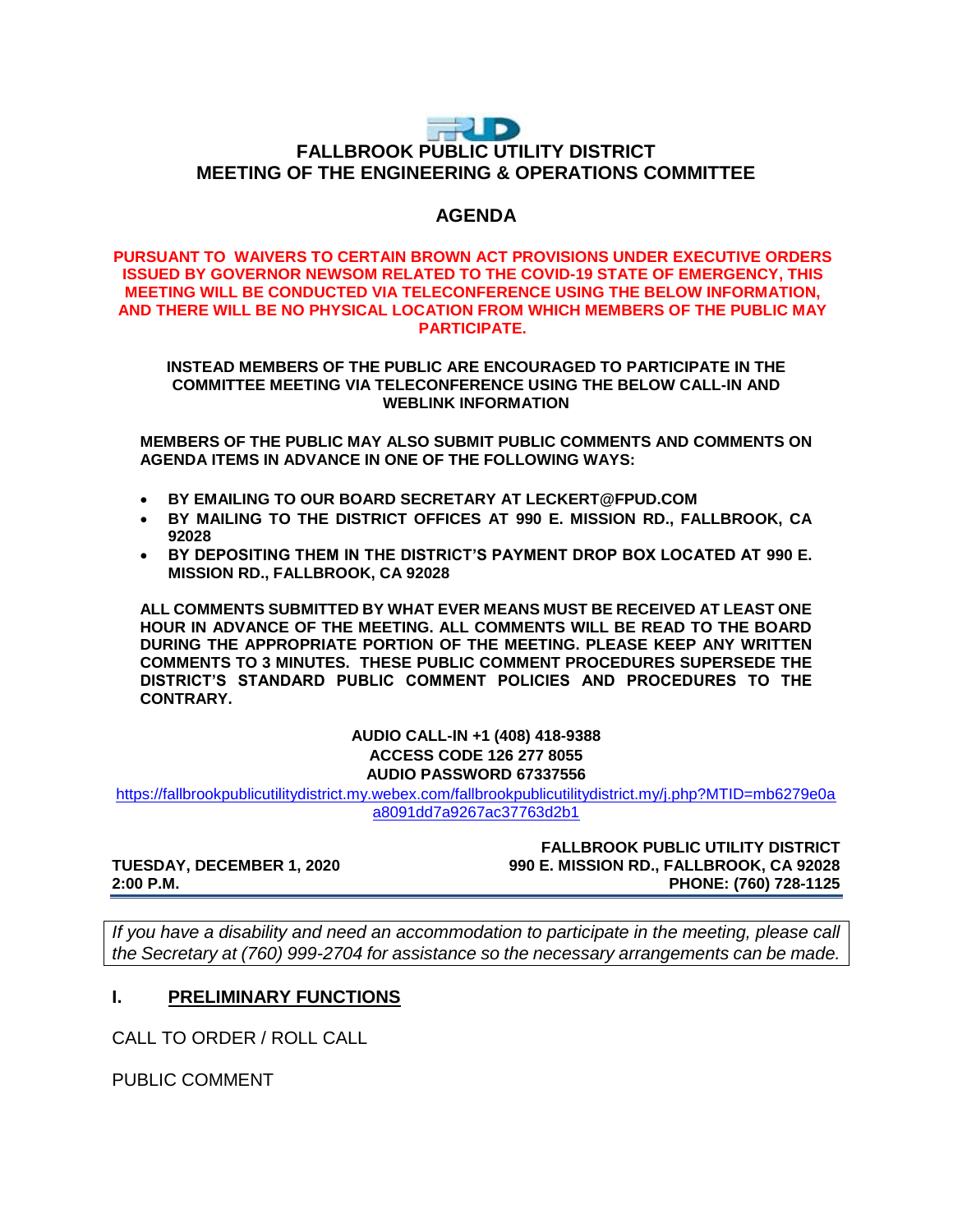# FALLBROOK PUBLIC UTILITY DISTRICT
## MEETING OF THE ENGINEERING & OPERATIONS COMMITTEE

## AGENDA

**PURSUANT TO WAIVERS TO CERTAIN BROWN ACT PROVISIONS UNDER EXECUTIVE ORDERS ISSUED BY GOVERNOR NEWSOM RELATED TO THE COVID-19 STATE OF EMERGENCY, THIS MEETING WILL BE CONDUCTED VIA TELECONFERENCE USING THE BELOW INFORMATION, AND THERE WILL BE NO PHYSICAL LOCATION FROM WHICH MEMBERS OF THE PUBLIC MAY PARTICIPATE.**

**INSTEAD MEMBERS OF THE PUBLIC ARE ENCOURAGED TO PARTICIPATE IN THE COMMITTEE MEETING VIA TELECONFERENCE USING THE BELOW CALL-IN AND WEBLINK INFORMATION**

**MEMBERS OF THE PUBLIC MAY ALSO SUBMIT PUBLIC COMMENTS AND COMMENTS ON AGENDA ITEMS IN ADVANCE IN ONE OF THE FOLLOWING WAYS:**

- **BY EMAILING TO OUR BOARD SECRETARY AT LECKERT@FPUD.COM**
- **BY MAILING TO THE DISTRICT OFFICES AT 990 E. MISSION RD., FALLBROOK, CA 92028**
- **BY DEPOSITING THEM IN THE DISTRICT'S PAYMENT DROP BOX LOCATED AT 990 E. MISSION RD., FALLBROOK, CA 92028**

**ALL COMMENTS SUBMITTED BY WHAT EVER MEANS MUST BE RECEIVED AT LEAST ONE HOUR IN ADVANCE OF THE MEETING. ALL COMMENTS WILL BE READ TO THE BOARD DURING THE APPROPRIATE PORTION OF THE MEETING. PLEASE KEEP ANY WRITTEN COMMENTS TO 3 MINUTES. THESE PUBLIC COMMENT PROCEDURES SUPERSEDE THE DISTRICT'S STANDARD PUBLIC COMMENT POLICIES AND PROCEDURES TO THE CONTRARY.**

**AUDIO CALL-IN +1 (408) 418-9388**
**ACCESS CODE 126 277 8055**
**AUDIO PASSWORD 67337556**
https://fallbrookpublicutilitydistrict.my.webex.com/fallbrookpublicutilitydistrict.my/j.php?MTID=mb6279e0aa8091dd7a9267ac37763d2b1

**TUESDAY, DECEMBER 1, 2020**
**2:00 P.M.**

**FALLBROOK PUBLIC UTILITY DISTRICT**
**990 E. MISSION RD., FALLBROOK, CA 92028**
**PHONE: (760) 728-1125**

*If you have a disability and need an accommodation to participate in the meeting, please call the Secretary at (760) 999-2704 for assistance so the necessary arrangements can be made.*

## I. PRELIMINARY FUNCTIONS

CALL TO ORDER / ROLL CALL

PUBLIC COMMENT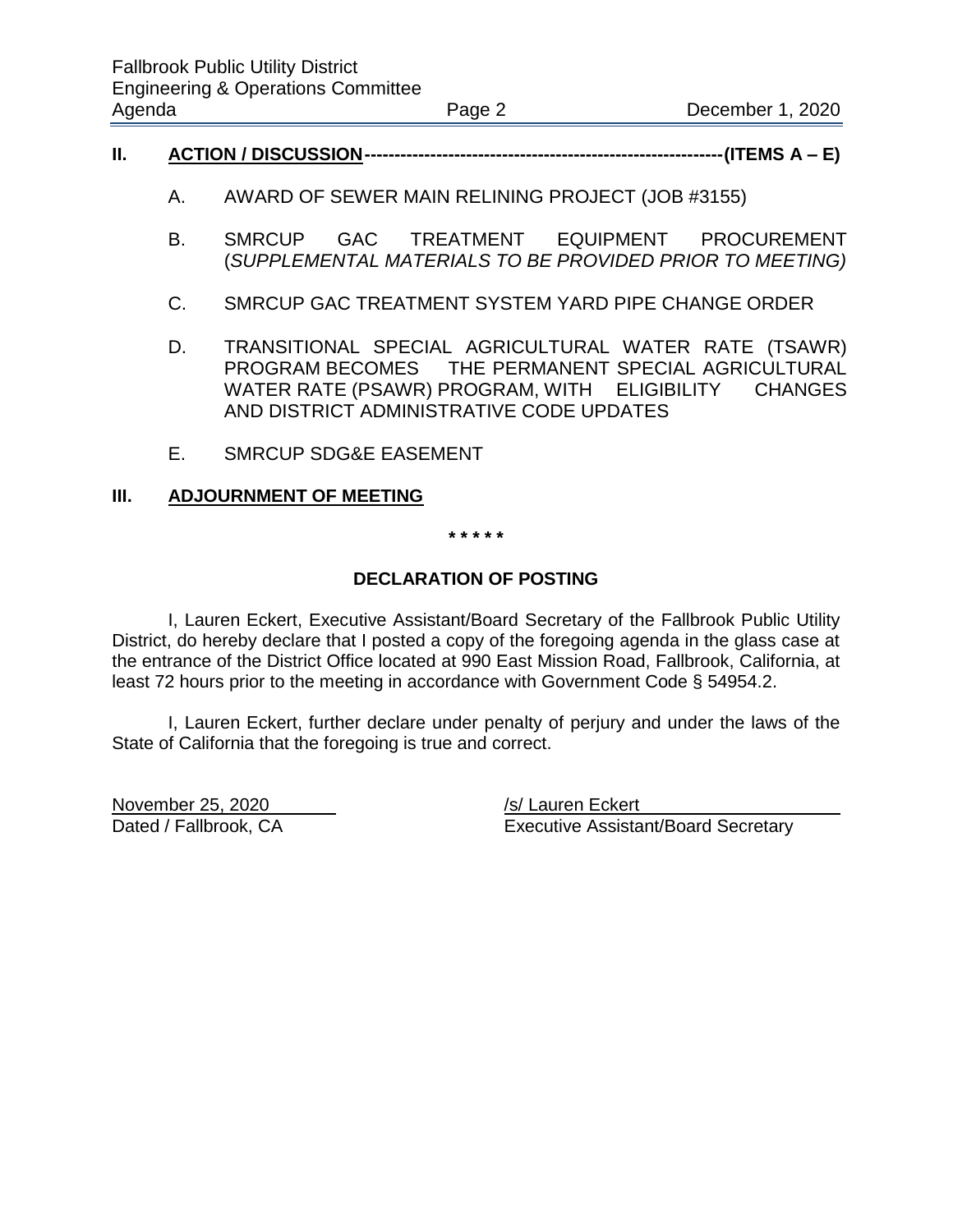## II. ACTION / DISCUSSION------------------------------------------------------------(ITEMS A – E)

A. AWARD OF SEWER MAIN RELINING PROJECT (JOB #3155)

B. SMRCUP GAC TREATMENT EQUIPMENT PROCUREMENT (*SUPPLEMENTAL MATERIALS TO BE PROVIDED PRIOR TO MEETING)*

C. SMRCUP GAC TREATMENT SYSTEM YARD PIPE CHANGE ORDER

D. TRANSITIONAL SPECIAL AGRICULTURAL WATER RATE (TSAWR) PROGRAM BECOMES THE PERMANENT SPECIAL AGRICULTURAL WATER RATE (PSAWR) PROGRAM, WITH ELIGIBILITY CHANGES AND DISTRICT ADMINISTRATIVE CODE UPDATES

E. SMRCUP SDG&E EASEMENT

## III. ADJOURNMENT OF MEETING

\* \* \* \* \*

**DECLARATION OF POSTING**

I, Lauren Eckert, Executive Assistant/Board Secretary of the Fallbrook Public Utility District, do hereby declare that I posted a copy of the foregoing agenda in the glass case at the entrance of the District Office located at 990 East Mission Road, Fallbrook, California, at least 72 hours prior to the meeting in accordance with Government Code § 54954.2.

I, Lauren Eckert, further declare under penalty of perjury and under the laws of the State of California that the foregoing is true and correct.

November 25, 2020
Dated / Fallbrook, CA

/s/ Lauren Eckert
Executive Assistant/Board Secretary